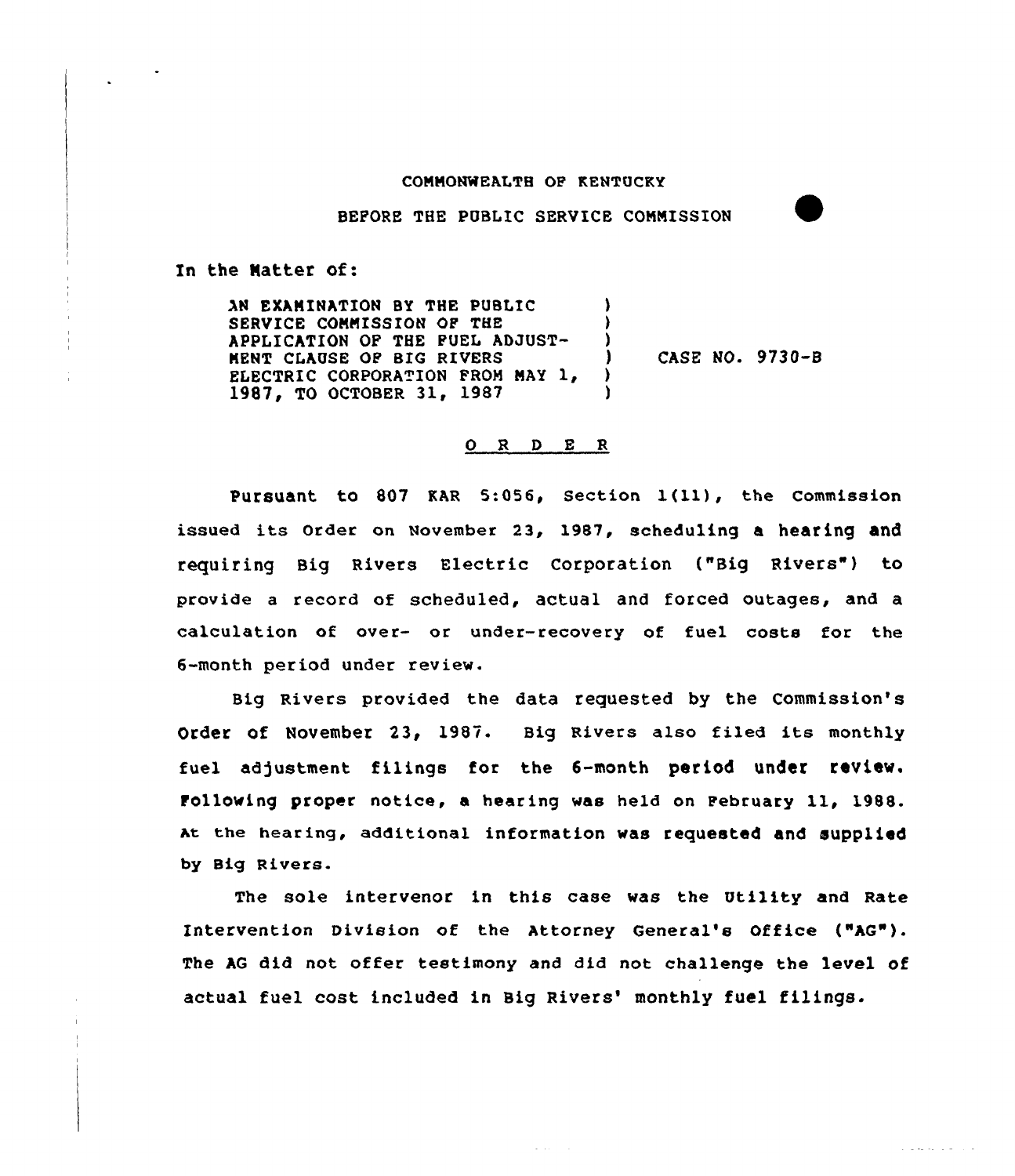COMMONWEALTH OF KENTUCKY

BEFORE THE PUBLIC SERVICE COMMISSION

In the Matter of:

AN EXAMINATION BY THE PUBLIC SERVICE COMMISSION OF THE APPLICATION OF THE FUEL ADJUSTMENT CLAUSE OF BIG RIVERS ELECTRIC CORPORATION FROM MAY 1, 1987, TO OCTOBER 31, 1987 ) CASE NO. 9730-B

# O R D E R

Pursuant to 807 KAR 5:056, Section 1(11), the Commission issued its Order on November 23, 1987, scheduling a hearing and requiring Big Rivers Electric Corporation ("Big Rivers") to provide a record of scheduled, actual and forced outages, and a calculation of over- or under-recovery of fuel costs for the 6-month period under review.

Big Rivers provided the data requested by the Commission's Order of November 23, 1987. Big Rivers also filed its monthly fuel adjustment filings for the 6-month period under review. Following proper notice, a hearing was held on February 11, 1988. At the hearing, additional information was requested and supplied by Big Rivers.

The sole intervenor in this case was the Utility and Rate Intervention Division of the Attorney General's Office ("AG"). The AG did not offer testimony and did not challenge the level of actual fuel cost included in Big Rivers' monthly fuel filings.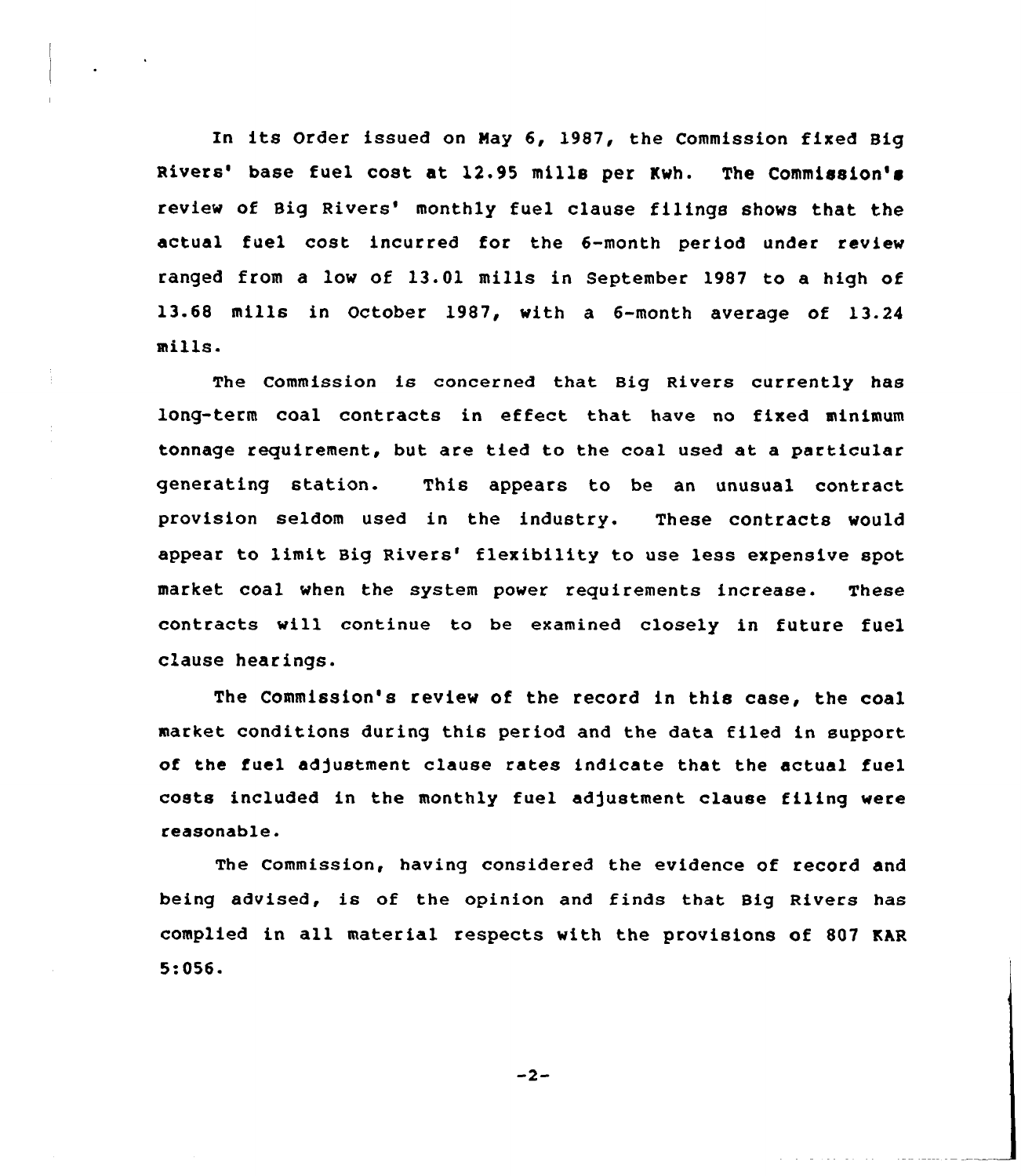In its Order issued on May 6, 1987, the Commission fixed Big Rivers' base fuel cost at 12.95 mills per Kwh. The Commission's review of Big Rivers' monthly fuel clause filings shows that the actual fuel cost incurred for the 6-month period under review ranged from a low of 13.01 mills in September 1987 to a high of 13.68 mills in October 1987, with a 6-month average of 13.24 mills.

The Commission is concerned that Big Rivers currently has long-term coal contracts in effect that have no fixed minimum tonnage requirement, but are tied to the coal used at a particular generating station. This appears to be an unusual contract provision seldom used in the industry. These contracts would appear to limit Big Rivers' flexibility to use less expensive spot market coal when the system power requirements increase. These contracts will continue to be examined closely in future fuel clause hearings.

The Commission's review of the record in this case, the coal market conditions during this period and the data filed in support of the fuel adjustment clause rates indicate that the actual fuel costs included in the monthly fuel adjustment clause filing were reasonable.

The Commission, having considered the evidence of record and being advised, is of the opinion and finds that Big Rivers has complied in all material respects with the provisions of 807 KAR 5:056.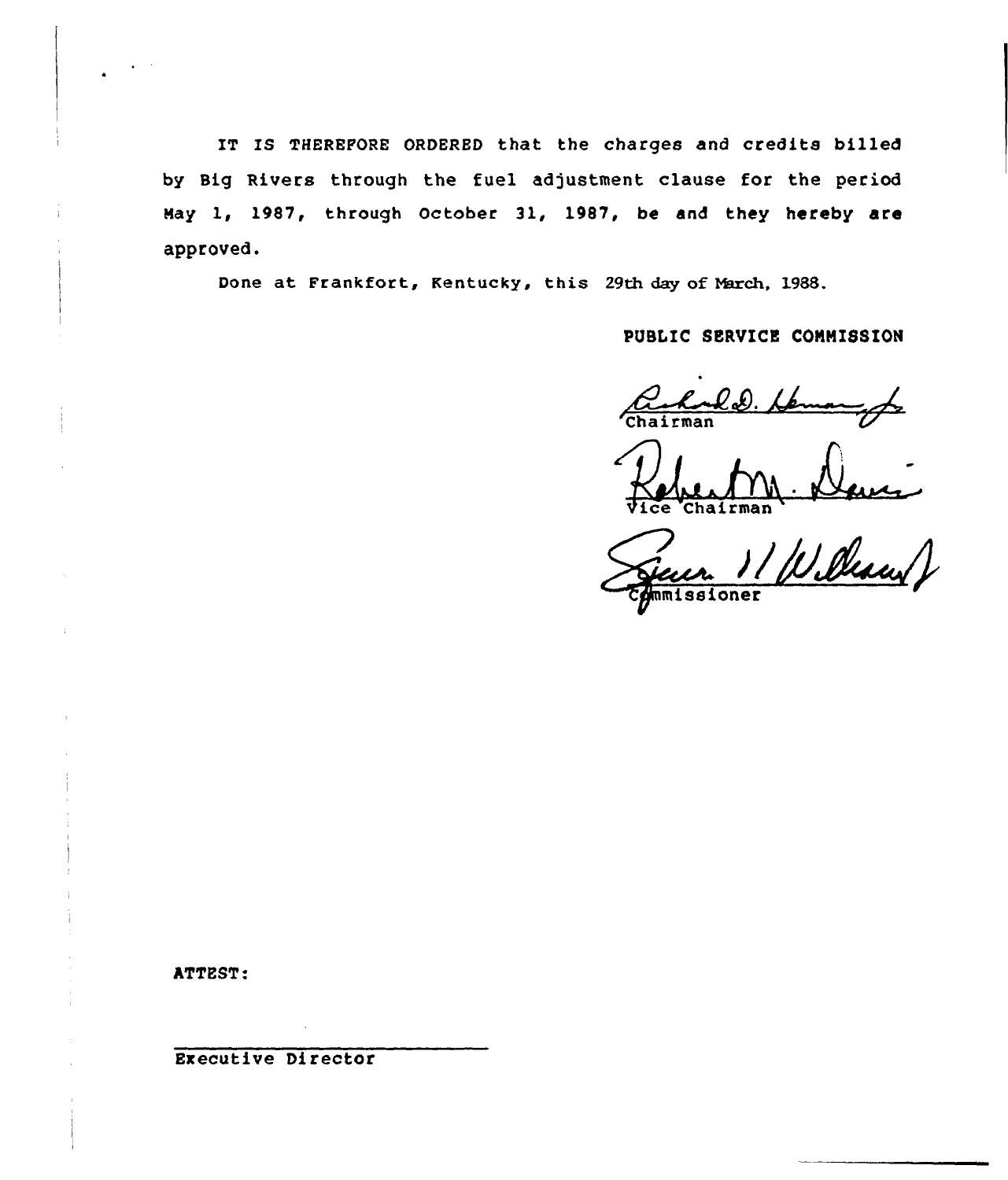IT IS THEREFORE ORDERED that the charges and credits billed by Big Rivers through the fuel adjustment clause for the period May 1, 1987, through October 31, 1987, be and they hereby are approved.

Done at Frankfort, Kentucky, this 29th day of March, 1988.

PUBLIC SERVICE COMMISSION

Chairman

Vice Chairman

Commissioner

ATTEST:

Executive Director